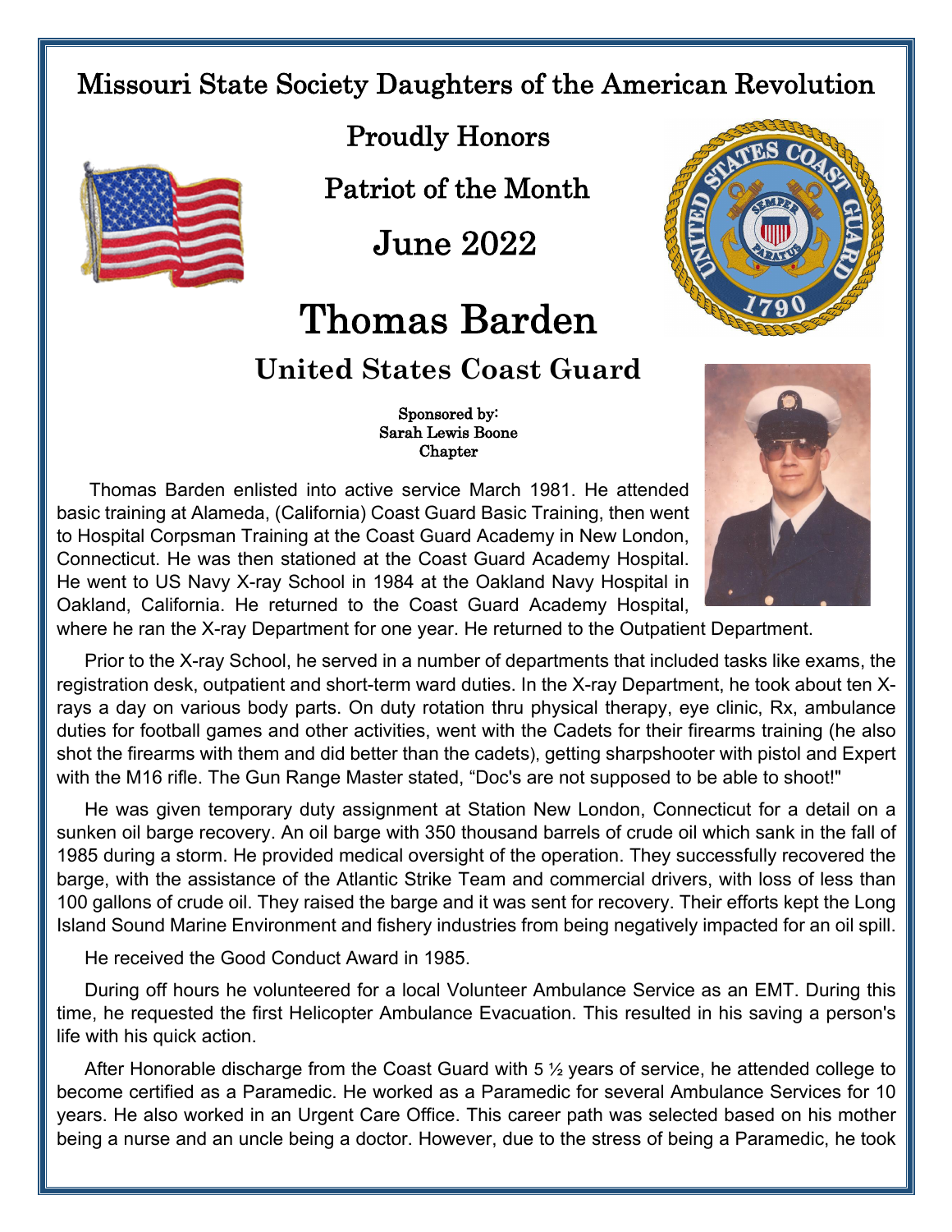# Missouri State Society Daughters of the American Revolution

Proudly Honors

Patriot of the Month

June 2022

# Thomas Barden

## United States Coast Guard

Sponsored by:
Sarah Lewis Boone
Chapter

Thomas Barden enlisted into active service March 1981. He attended basic training at Alameda, (California) Coast Guard Basic Training, then went to Hospital Corpsman Training at the Coast Guard Academy in New London, Connecticut. He was then stationed at the Coast Guard Academy Hospital. He went to US Navy X-ray School in 1984 at the Oakland Navy Hospital in Oakland, California. He returned to the Coast Guard Academy Hospital, where he ran the X-ray Department for one year. He returned to the Outpatient Department.

Prior to the X-ray School, he served in a number of departments that included tasks like exams, the registration desk, outpatient and short-term ward duties. In the X-ray Department, he took about ten X-rays a day on various body parts. On duty rotation thru physical therapy, eye clinic, Rx, ambulance duties for football games and other activities, went with the Cadets for their firearms training (he also shot the firearms with them and did better than the cadets), getting sharpshooter with pistol and Expert with the M16 rifle. The Gun Range Master stated, "Doc's are not supposed to be able to shoot!"

He was given temporary duty assignment at Station New London, Connecticut for a detail on a sunken oil barge recovery. An oil barge with 350 thousand barrels of crude oil which sank in the fall of 1985 during a storm. He provided medical oversight of the operation. They successfully recovered the barge, with the assistance of the Atlantic Strike Team and commercial drivers, with loss of less than 100 gallons of crude oil. They raised the barge and it was sent for recovery. Their efforts kept the Long Island Sound Marine Environment and fishery industries from being negatively impacted for an oil spill.

He received the Good Conduct Award in 1985.

During off hours he volunteered for a local Volunteer Ambulance Service as an EMT. During this time, he requested the first Helicopter Ambulance Evacuation. This resulted in his saving a person's life with his quick action.

After Honorable discharge from the Coast Guard with 5 ½ years of service, he attended college to become certified as a Paramedic. He worked as a Paramedic for several Ambulance Services for 10 years. He also worked in an Urgent Care Office. This career path was selected based on his mother being a nurse and an uncle being a doctor. However, due to the stress of being a Paramedic, he took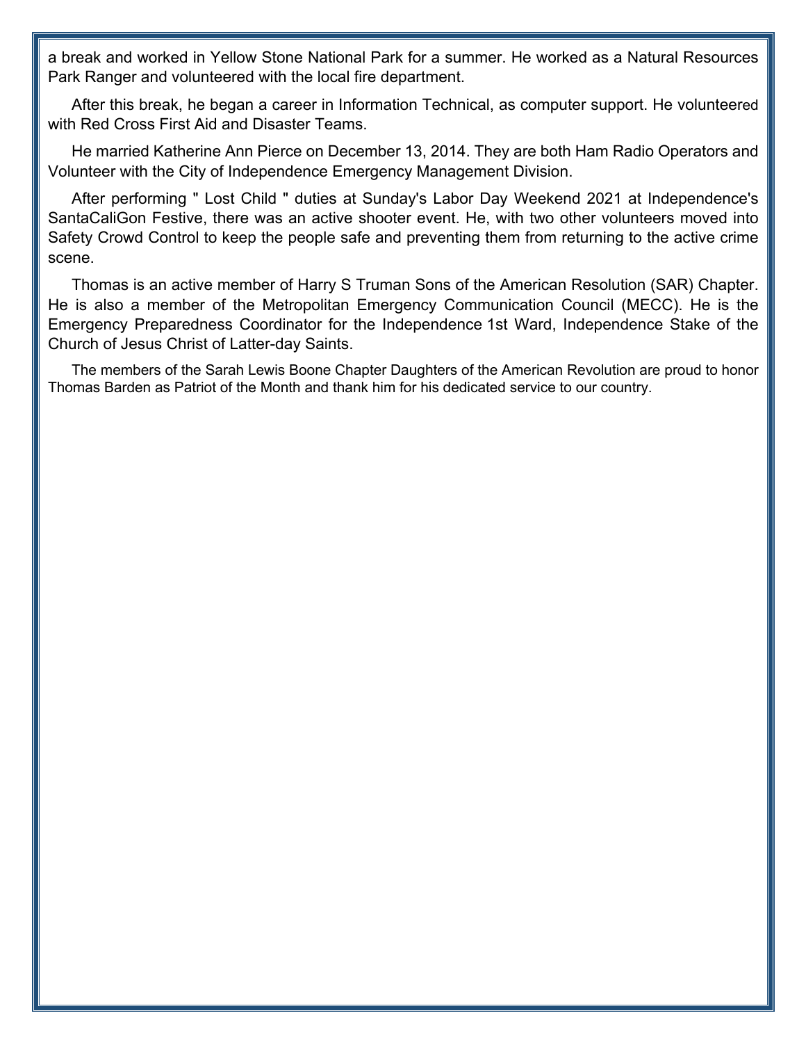a break and worked in Yellow Stone National Park for a summer. He worked as a Natural Resources Park Ranger and volunteered with the local fire department.

After this break, he began a career in Information Technical, as computer support. He volunteered with Red Cross First Aid and Disaster Teams.

He married Katherine Ann Pierce on December 13, 2014. They are both Ham Radio Operators and Volunteer with the City of Independence Emergency Management Division.

After performing " Lost Child " duties at Sunday's Labor Day Weekend 2021 at Independence's SantaCaliGon Festive, there was an active shooter event. He, with two other volunteers moved into Safety Crowd Control to keep the people safe and preventing them from returning to the active crime scene.

Thomas is an active member of Harry S Truman Sons of the American Resolution (SAR) Chapter. He is also a member of the Metropolitan Emergency Communication Council (MECC). He is the Emergency Preparedness Coordinator for the Independence 1st Ward, Independence Stake of the Church of Jesus Christ of Latter-day Saints.

The members of the Sarah Lewis Boone Chapter Daughters of the American Revolution are proud to honor Thomas Barden as Patriot of the Month and thank him for his dedicated service to our country.